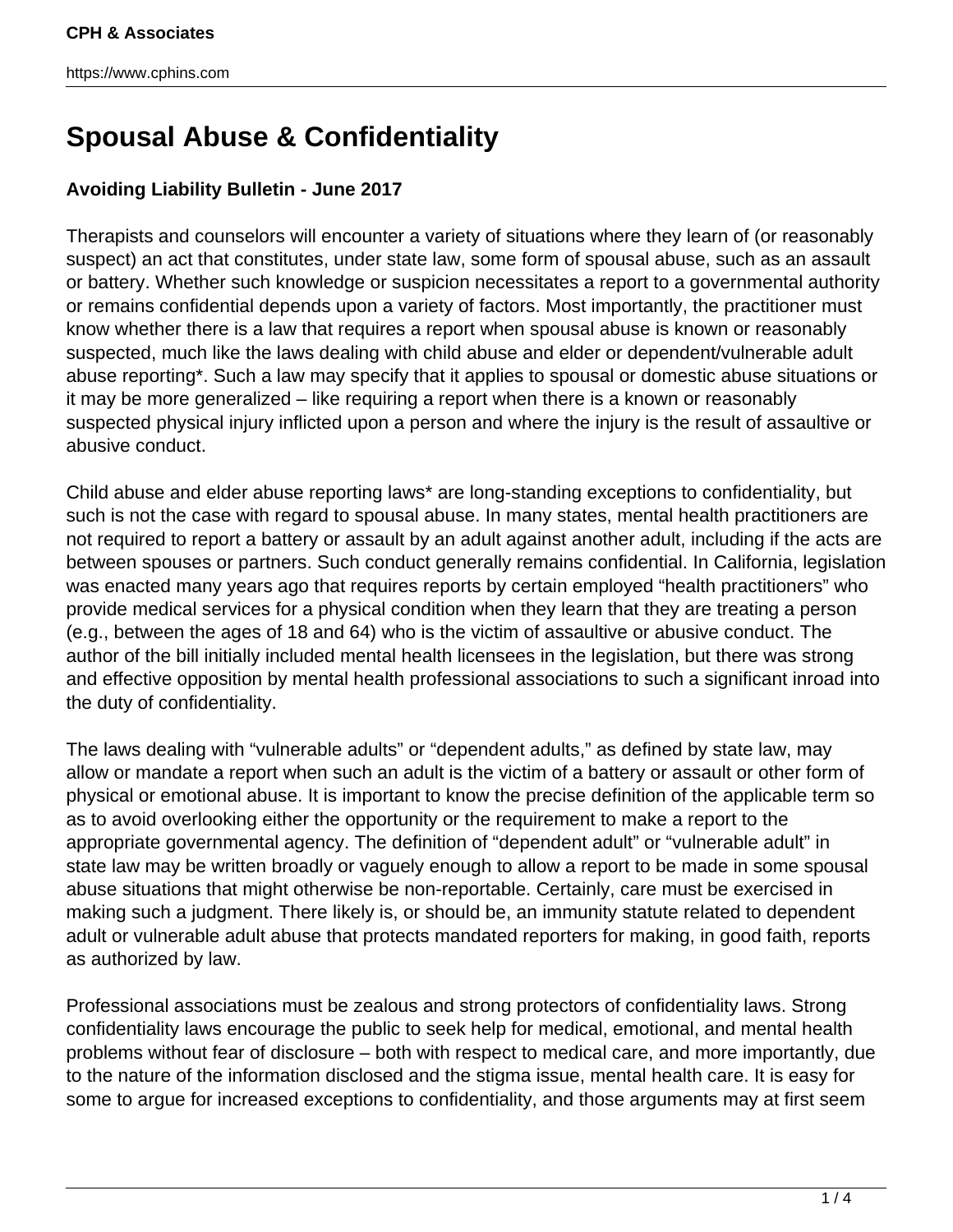# Spousal Abuse & Confidentiality

**Avoiding Liability Bulletin - June 2017**

Therapists and counselors will encounter a variety of situations where they learn of (or reasonably suspect) an act that constitutes, under state law, some form of spousal abuse, such as an assault or battery. Whether such knowledge or suspicion necessitates a report to a governmental authority or remains confidential depends upon a variety of factors. Most importantly, the practitioner must know whether there is a law that requires a report when spousal abuse is known or reasonably suspected, much like the laws dealing with child abuse and elder or dependent/vulnerable adult abuse reporting*. Such a law may specify that it applies to spousal or domestic abuse situations or it may be more generalized – like requiring a report when there is a known or reasonably suspected physical injury inflicted upon a person and where the injury is the result of assaultive or abusive conduct.

Child abuse and elder abuse reporting laws* are long-standing exceptions to confidentiality, but such is not the case with regard to spousal abuse. In many states, mental health practitioners are not required to report a battery or assault by an adult against another adult, including if the acts are between spouses or partners. Such conduct generally remains confidential. In California, legislation was enacted many years ago that requires reports by certain employed "health practitioners" who provide medical services for a physical condition when they learn that they are treating a person (e.g., between the ages of 18 and 64) who is the victim of assaultive or abusive conduct. The author of the bill initially included mental health licensees in the legislation, but there was strong and effective opposition by mental health professional associations to such a significant inroad into the duty of confidentiality.

The laws dealing with "vulnerable adults" or "dependent adults," as defined by state law, may allow or mandate a report when such an adult is the victim of a battery or assault or other form of physical or emotional abuse. It is important to know the precise definition of the applicable term so as to avoid overlooking either the opportunity or the requirement to make a report to the appropriate governmental agency. The definition of "dependent adult" or "vulnerable adult" in state law may be written broadly or vaguely enough to allow a report to be made in some spousal abuse situations that might otherwise be non-reportable. Certainly, care must be exercised in making such a judgment. There likely is, or should be, an immunity statute related to dependent adult or vulnerable adult abuse that protects mandated reporters for making, in good faith, reports as authorized by law.

Professional associations must be zealous and strong protectors of confidentiality laws. Strong confidentiality laws encourage the public to seek help for medical, emotional, and mental health problems without fear of disclosure – both with respect to medical care, and more importantly, due to the nature of the information disclosed and the stigma issue, mental health care. It is easy for some to argue for increased exceptions to confidentiality, and those arguments may at first seem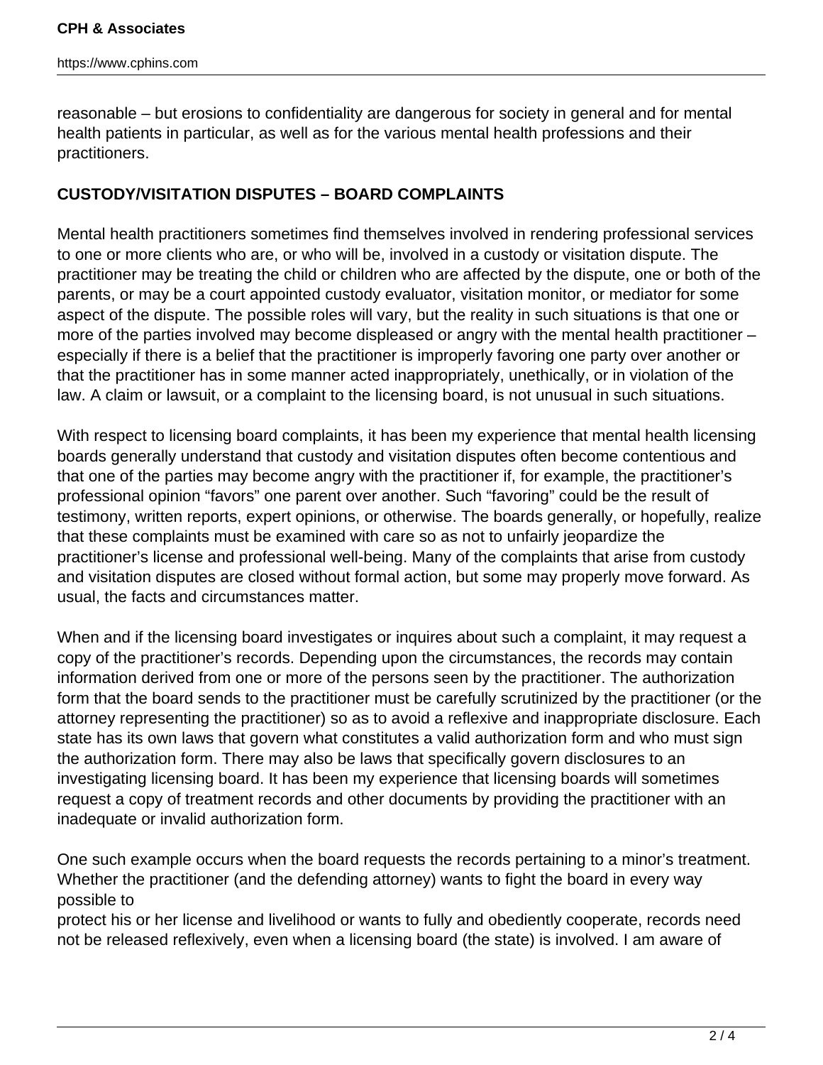reasonable – but erosions to confidentiality are dangerous for society in general and for mental health patients in particular, as well as for the various mental health professions and their practitioners.

## CUSTODY/VISITATION DISPUTES – BOARD COMPLAINTS

Mental health practitioners sometimes find themselves involved in rendering professional services to one or more clients who are, or who will be, involved in a custody or visitation dispute. The practitioner may be treating the child or children who are affected by the dispute, one or both of the parents, or may be a court appointed custody evaluator, visitation monitor, or mediator for some aspect of the dispute. The possible roles will vary, but the reality in such situations is that one or more of the parties involved may become displeased or angry with the mental health practitioner – especially if there is a belief that the practitioner is improperly favoring one party over another or that the practitioner has in some manner acted inappropriately, unethically, or in violation of the law. A claim or lawsuit, or a complaint to the licensing board, is not unusual in such situations.

With respect to licensing board complaints, it has been my experience that mental health licensing boards generally understand that custody and visitation disputes often become contentious and that one of the parties may become angry with the practitioner if, for example, the practitioner's professional opinion "favors" one parent over another. Such "favoring" could be the result of testimony, written reports, expert opinions, or otherwise. The boards generally, or hopefully, realize that these complaints must be examined with care so as not to unfairly jeopardize the practitioner's license and professional well-being. Many of the complaints that arise from custody and visitation disputes are closed without formal action, but some may properly move forward. As usual, the facts and circumstances matter.

When and if the licensing board investigates or inquires about such a complaint, it may request a copy of the practitioner's records. Depending upon the circumstances, the records may contain information derived from one or more of the persons seen by the practitioner. The authorization form that the board sends to the practitioner must be carefully scrutinized by the practitioner (or the attorney representing the practitioner) so as to avoid a reflexive and inappropriate disclosure. Each state has its own laws that govern what constitutes a valid authorization form and who must sign the authorization form. There may also be laws that specifically govern disclosures to an investigating licensing board. It has been my experience that licensing boards will sometimes request a copy of treatment records and other documents by providing the practitioner with an inadequate or invalid authorization form.

One such example occurs when the board requests the records pertaining to a minor's treatment. Whether the practitioner (and the defending attorney) wants to fight the board in every way possible to protect his or her license and livelihood or wants to fully and obediently cooperate, records need not be released reflexively, even when a licensing board (the state) is involved. I am aware of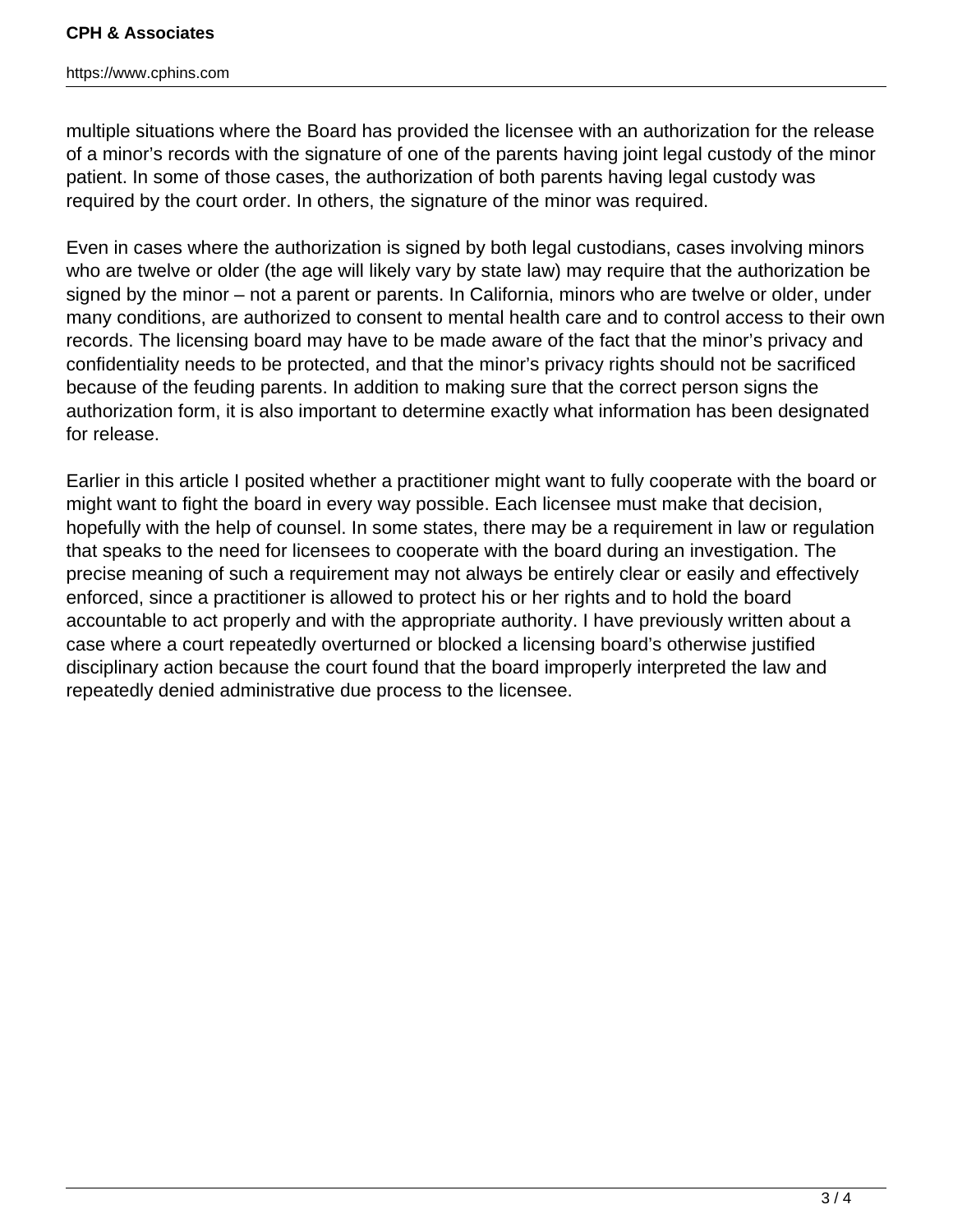multiple situations where the Board has provided the licensee with an authorization for the release of a minor's records with the signature of one of the parents having joint legal custody of the minor patient. In some of those cases, the authorization of both parents having legal custody was required by the court order. In others, the signature of the minor was required.

Even in cases where the authorization is signed by both legal custodians, cases involving minors who are twelve or older (the age will likely vary by state law) may require that the authorization be signed by the minor – not a parent or parents. In California, minors who are twelve or older, under many conditions, are authorized to consent to mental health care and to control access to their own records. The licensing board may have to be made aware of the fact that the minor's privacy and confidentiality needs to be protected, and that the minor's privacy rights should not be sacrificed because of the feuding parents. In addition to making sure that the correct person signs the authorization form, it is also important to determine exactly what information has been designated for release.

Earlier in this article I posited whether a practitioner might want to fully cooperate with the board or might want to fight the board in every way possible. Each licensee must make that decision, hopefully with the help of counsel. In some states, there may be a requirement in law or regulation that speaks to the need for licensees to cooperate with the board during an investigation. The precise meaning of such a requirement may not always be entirely clear or easily and effectively enforced, since a practitioner is allowed to protect his or her rights and to hold the board accountable to act properly and with the appropriate authority. I have previously written about a case where a court repeatedly overturned or blocked a licensing board's otherwise justified disciplinary action because the court found that the board improperly interpreted the law and repeatedly denied administrative due process to the licensee.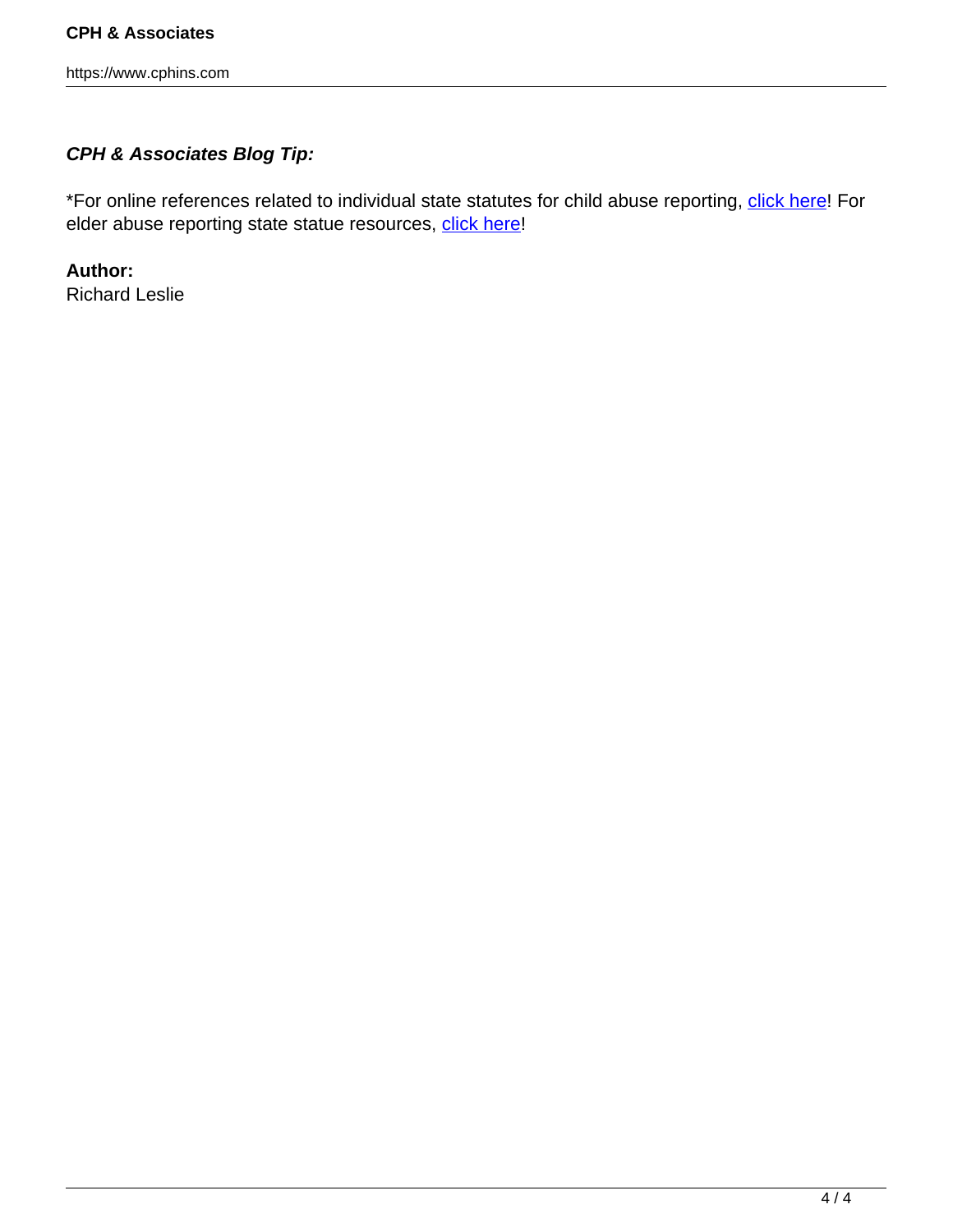***CPH & Associates Blog Tip:***

*For online references related to individual state statutes for child abuse reporting, click here! For elder abuse reporting state statue resources, click here!

**Author:**
Richard Leslie